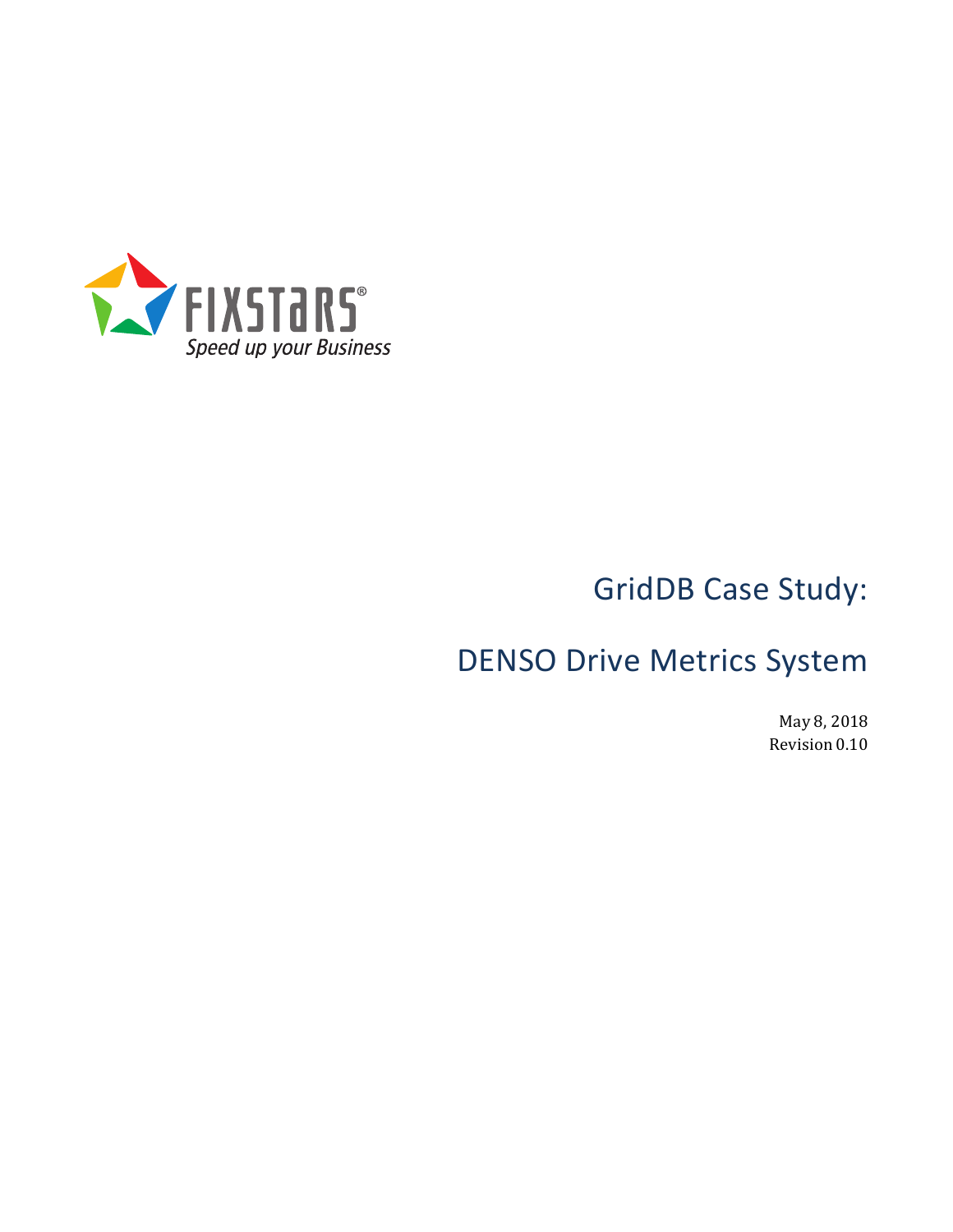FIXSTARS®

*Speed up your Business*

# GridDB Case Study:

# DENSO Drive Metrics System

May 8, 2018

Revision 0.10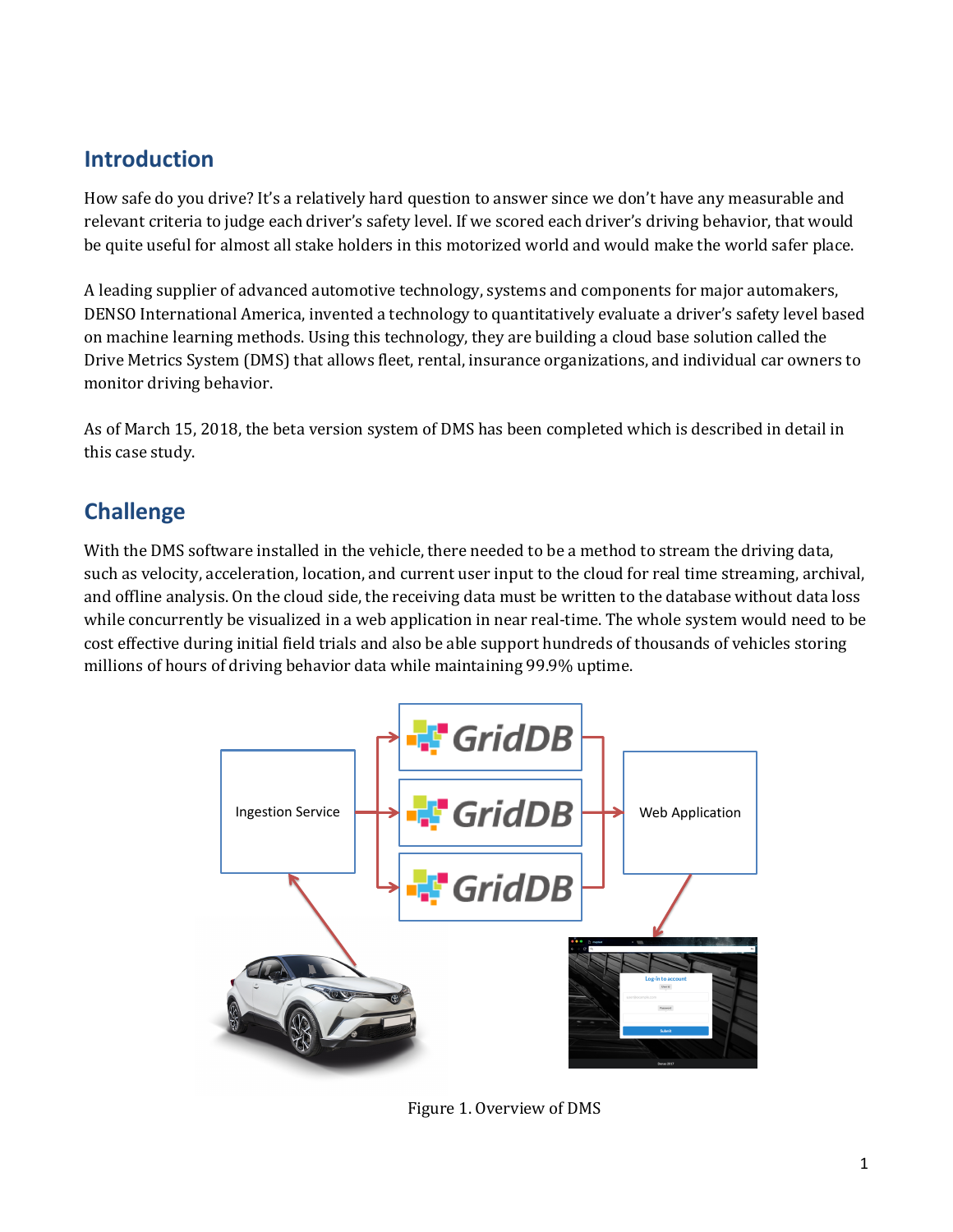## Introduction

How safe do you drive? It's a relatively hard question to answer since we don't have any measurable and relevant criteria to judge each driver's safety level. If we scored each driver's driving behavior, that would be quite useful for almost all stake holders in this motorized world and would make the world safer place.

A leading supplier of advanced automotive technology, systems and components for major automakers, DENSO International America, invented a technology to quantitatively evaluate a driver's safety level based on machine learning methods. Using this technology, they are building a cloud base solution called the Drive Metrics System (DMS) that allows fleet, rental, insurance organizations, and individual car owners to monitor driving behavior.

As of March 15, 2018, the beta version system of DMS has been completed which is described in detail in this case study.

## Challenge

With the DMS software installed in the vehicle, there needed to be a method to stream the driving data, such as velocity, acceleration, location, and current user input to the cloud for real time streaming, archival, and offline analysis. On the cloud side, the receiving data must be written to the database without data loss while concurrently be visualized in a web application in near real-time. The whole system would need to be cost effective during initial field trials and also be able support hundreds of thousands of vehicles storing millions of hours of driving behavior data while maintaining 99.9% uptime.

Figure 1. Overview of DMS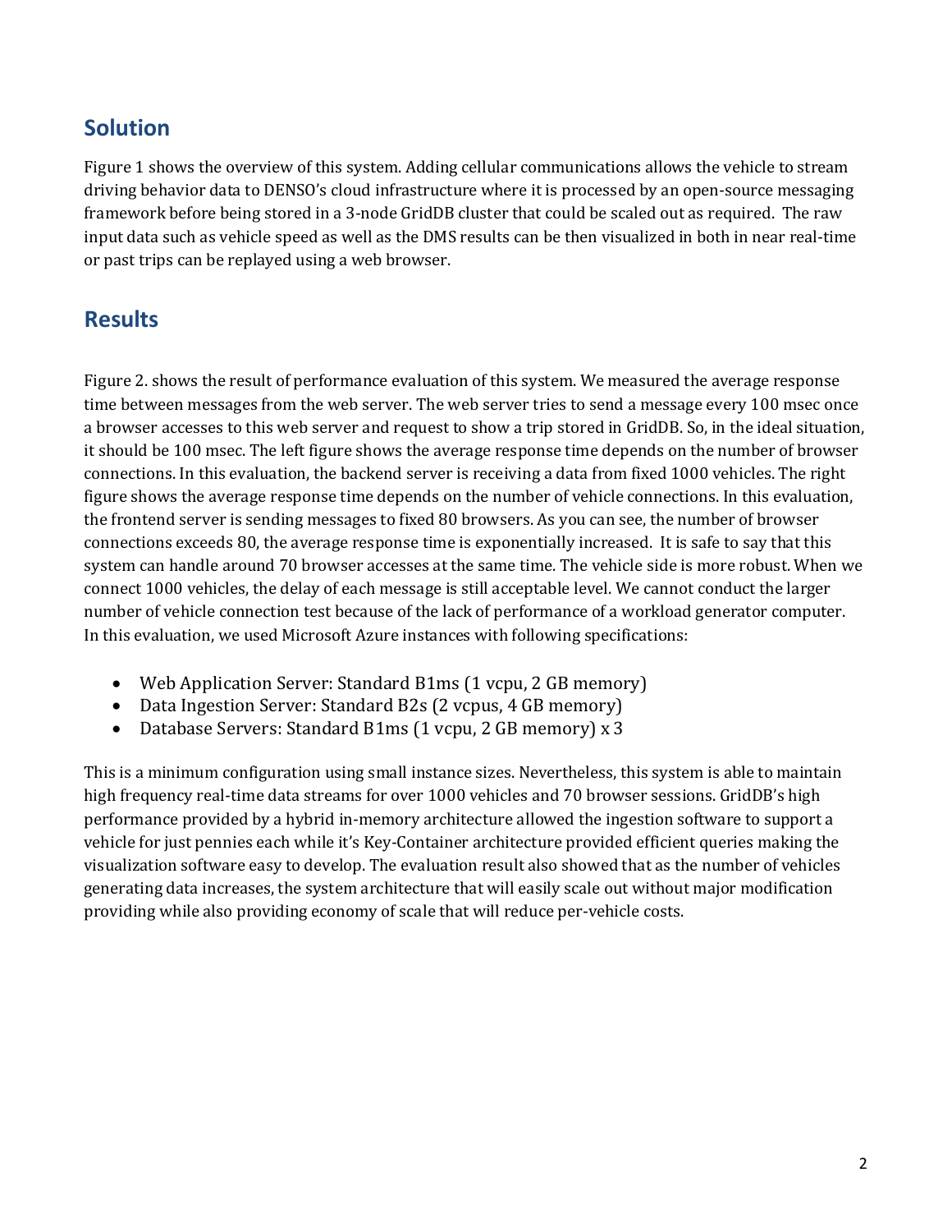## Solution

Figure 1 shows the overview of this system. Adding cellular communications allows the vehicle to stream driving behavior data to DENSO's cloud infrastructure where it is processed by an open-source messaging framework before being stored in a 3-node GridDB cluster that could be scaled out as required. The raw input data such as vehicle speed as well as the DMS results can be then visualized in both in near real-time or past trips can be replayed using a web browser.

## Results

Figure 2. shows the result of performance evaluation of this system. We measured the average response time between messages from the web server. The web server tries to send a message every 100 msec once a browser accesses to this web server and request to show a trip stored in GridDB. So, in the ideal situation, it should be 100 msec. The left figure shows the average response time depends on the number of browser connections. In this evaluation, the backend server is receiving a data from fixed 1000 vehicles. The right figure shows the average response time depends on the number of vehicle connections. In this evaluation, the frontend server is sending messages to fixed 80 browsers. As you can see, the number of browser connections exceeds 80, the average response time is exponentially increased. It is safe to say that this system can handle around 70 browser accesses at the same time. The vehicle side is more robust. When we connect 1000 vehicles, the delay of each message is still acceptable level. We cannot conduct the larger number of vehicle connection test because of the lack of performance of a workload generator computer. In this evaluation, we used Microsoft Azure instances with following specifications:

- Web Application Server: Standard B1ms (1 vcpu, 2 GB memory)
- Data Ingestion Server: Standard B2s (2 vcpus, 4 GB memory)
- Database Servers: Standard B1ms (1 vcpu, 2 GB memory) x 3

This is a minimum configuration using small instance sizes. Nevertheless, this system is able to maintain high frequency real-time data streams for over 1000 vehicles and 70 browser sessions. GridDB's high performance provided by a hybrid in-memory architecture allowed the ingestion software to support a vehicle for just pennies each while it's Key-Container architecture provided efficient queries making the visualization software easy to develop. The evaluation result also showed that as the number of vehicles generating data increases, the system architecture that will easily scale out without major modification providing while also providing economy of scale that will reduce per-vehicle costs.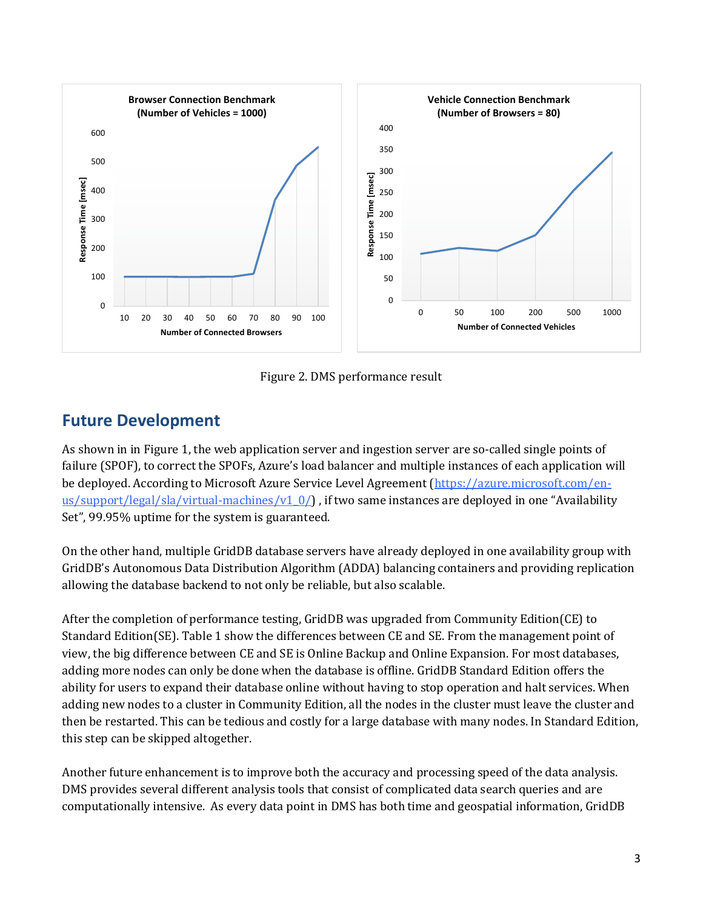Figure 2. DMS performance result

## Future Development

As shown in in Figure 1, the web application server and ingestion server are so-called single points of failure (SPOF), to correct the SPOFs, Azure's load balancer and multiple instances of each application will be deployed. According to Microsoft Azure Service Level Agreement (https://azure.microsoft.com/en-us/support/legal/sla/virtual-machines/v1_0/) , if two same instances are deployed in one "Availability Set", 99.95% uptime for the system is guaranteed.

On the other hand, multiple GridDB database servers have already deployed in one availability group with GridDB's Autonomous Data Distribution Algorithm (ADDA) balancing containers and providing replication allowing the database backend to not only be reliable, but also scalable.

After the completion of performance testing, GridDB was upgraded from Community Edition(CE) to Standard Edition(SE). Table 1 show the differences between CE and SE. From the management point of view, the big difference between CE and SE is Online Backup and Online Expansion. For most databases, adding more nodes can only be done when the database is offline. GridDB Standard Edition offers the ability for users to expand their database online without having to stop operation and halt services. When adding new nodes to a cluster in Community Edition, all the nodes in the cluster must leave the cluster and then be restarted. This can be tedious and costly for a large database with many nodes. In Standard Edition, this step can be skipped altogether.

Another future enhancement is to improve both the accuracy and processing speed of the data analysis. DMS provides several different analysis tools that consist of complicated data search queries and are computationally intensive. As every data point in DMS has both time and geospatial information, GridDB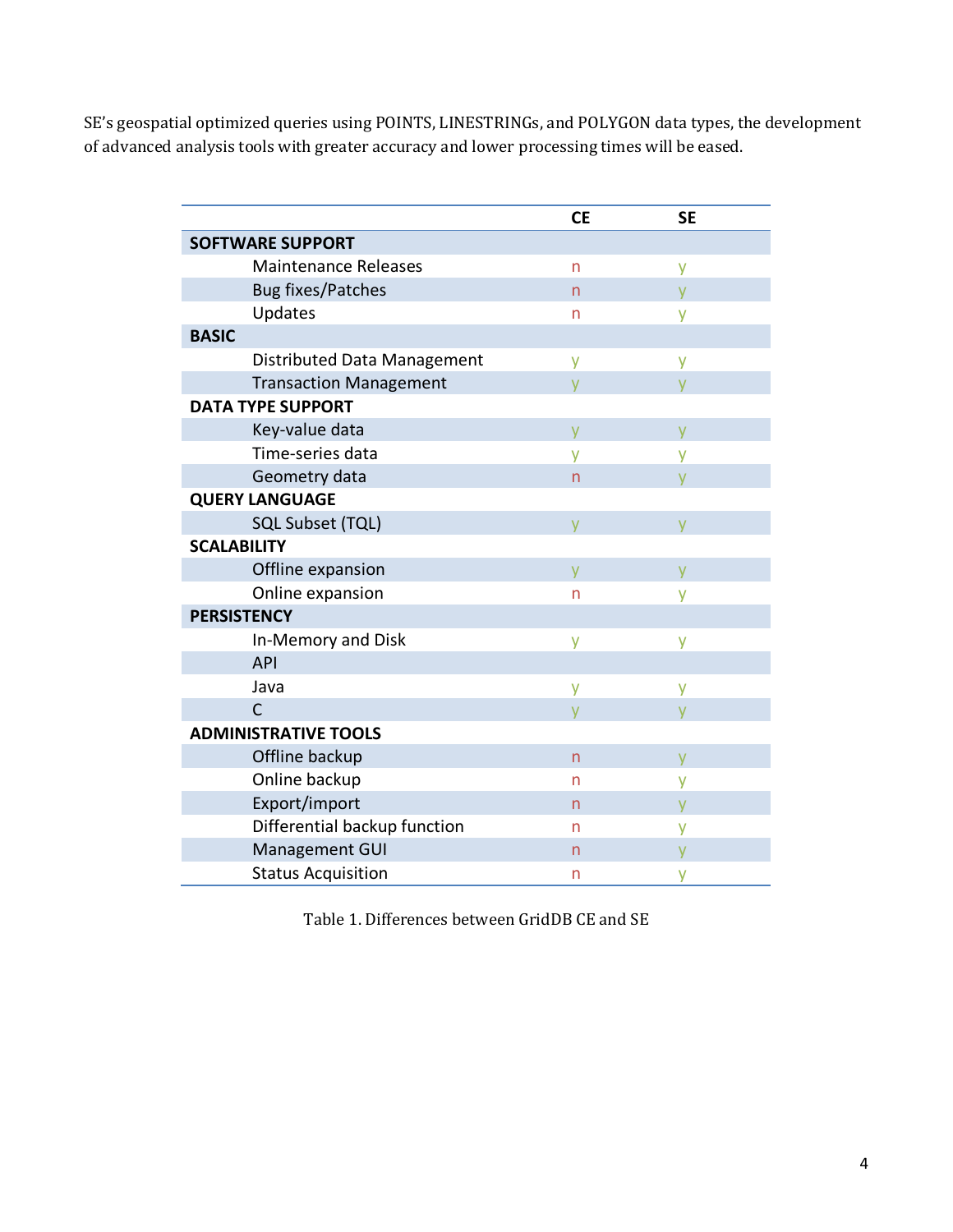SE's geospatial optimized queries using POINTS, LINESTRINGs, and POLYGON data types, the development of advanced analysis tools with greater accuracy and lower processing times will be eased.

| | CE | SE |
|---|---|---|
| **SOFTWARE SUPPORT** | | |
| Maintenance Releases | n | y |
| Bug fixes/Patches | n | y |
| Updates | n | y |
| **BASIC** | | |
| Distributed Data Management | y | y |
| Transaction Management | y | y |
| **DATA TYPE SUPPORT** | | |
| Key-value data | y | y |
| Time-series data | y | y |
| Geometry data | n | y |
| **QUERY LANGUAGE** | | |
| SQL Subset (TQL) | y | y |
| **SCALABILITY** | | |
| Offline expansion | y | y |
| Online expansion | n | y |
| **PERSISTENCY** | | |
| In-Memory and Disk | y | y |
| API | | |
| Java | y | y |
| C | y | y |
| **ADMINISTRATIVE TOOLS** | | |
| Offline backup | n | y |
| Online backup | n | y |
| Export/import | n | y |
| Differential backup function | n | y |
| Management GUI | n | y |
| Status Acquisition | n | y |

Table 1. Differences between GridDB CE and SE